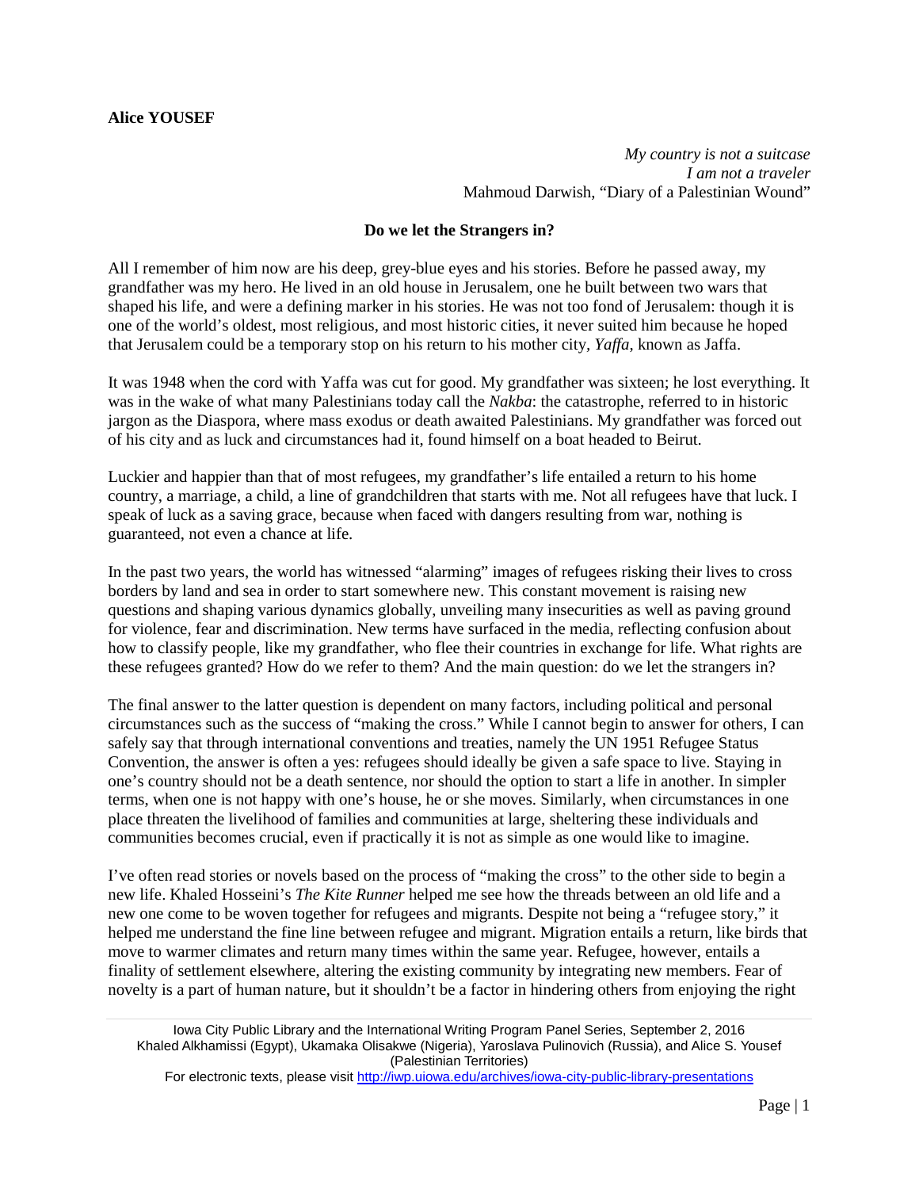**Alice YOUSEF**

*My country is not a suitcase*
*I am not a traveler*
Mahmoud Darwish, "Diary of a Palestinian Wound"

## Do we let the Strangers in?

All I remember of him now are his deep, grey-blue eyes and his stories. Before he passed away, my grandfather was my hero. He lived in an old house in Jerusalem, one he built between two wars that shaped his life, and were a defining marker in his stories. He was not too fond of Jerusalem: though it is one of the world's oldest, most religious, and most historic cities, it never suited him because he hoped that Jerusalem could be a temporary stop on his return to his mother city, *Yaffa*, known as Jaffa.

It was 1948 when the cord with Yaffa was cut for good. My grandfather was sixteen; he lost everything. It was in the wake of what many Palestinians today call the *Nakba*: the catastrophe, referred to in historic jargon as the Diaspora, where mass exodus or death awaited Palestinians. My grandfather was forced out of his city and as luck and circumstances had it, found himself on a boat headed to Beirut.

Luckier and happier than that of most refugees, my grandfather's life entailed a return to his home country, a marriage, a child, a line of grandchildren that starts with me. Not all refugees have that luck. I speak of luck as a saving grace, because when faced with dangers resulting from war, nothing is guaranteed, not even a chance at life.

In the past two years, the world has witnessed "alarming" images of refugees risking their lives to cross borders by land and sea in order to start somewhere new. This constant movement is raising new questions and shaping various dynamics globally, unveiling many insecurities as well as paving ground for violence, fear and discrimination. New terms have surfaced in the media, reflecting confusion about how to classify people, like my grandfather, who flee their countries in exchange for life. What rights are these refugees granted? How do we refer to them? And the main question: do we let the strangers in?

The final answer to the latter question is dependent on many factors, including political and personal circumstances such as the success of "making the cross." While I cannot begin to answer for others, I can safely say that through international conventions and treaties, namely the UN 1951 Refugee Status Convention, the answer is often a yes: refugees should ideally be given a safe space to live. Staying in one's country should not be a death sentence, nor should the option to start a life in another. In simpler terms, when one is not happy with one's house, he or she moves. Similarly, when circumstances in one place threaten the livelihood of families and communities at large, sheltering these individuals and communities becomes crucial, even if practically it is not as simple as one would like to imagine.

I've often read stories or novels based on the process of "making the cross" to the other side to begin a new life. Khaled Hosseini's *The Kite Runner* helped me see how the threads between an old life and a new one come to be woven together for refugees and migrants. Despite not being a "refugee story," it helped me understand the fine line between refugee and migrant. Migration entails a return, like birds that move to warmer climates and return many times within the same year. Refugee, however, entails a finality of settlement elsewhere, altering the existing community by integrating new members. Fear of novelty is a part of human nature, but it shouldn't be a factor in hindering others from enjoying the right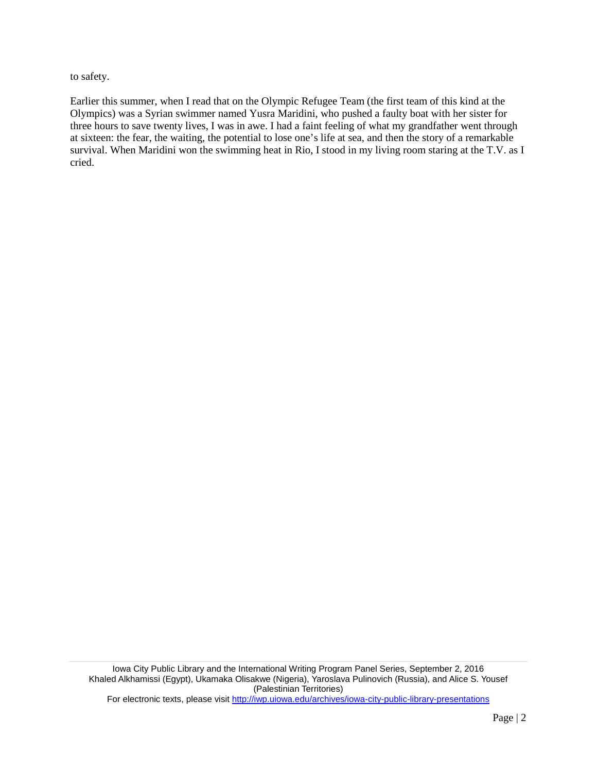to safety.

Earlier this summer, when I read that on the Olympic Refugee Team (the first team of this kind at the Olympics) was a Syrian swimmer named Yusra Maridini, who pushed a faulty boat with her sister for three hours to save twenty lives, I was in awe. I had a faint feeling of what my grandfather went through at sixteen: the fear, the waiting, the potential to lose one's life at sea, and then the story of a remarkable survival. When Maridini won the swimming heat in Rio, I stood in my living room staring at the T.V. as I cried.